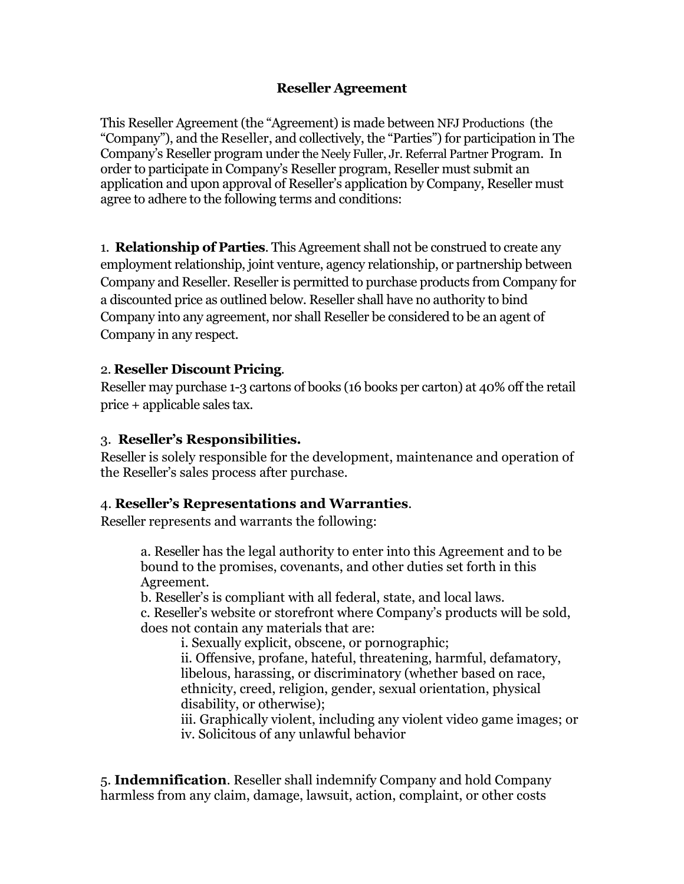# Reseller Agreement

This Reseller Agreement (the "Agreement) is made between NFJ Productions (the "Company"), and the Reseller, and collectively, the "Parties") for participation in The Company's Reseller program under the Neely Fuller, Jr. Referral Partner Program. In order to participate in Company's Reseller program, Reseller must submit an application and upon approval of Reseller's application by Company, Reseller must agree to adhere to the following terms and conditions:

1. **Relationship of Parties**. This Agreement shall not be construed to create any employment relationship, joint venture, agency relationship, or partnership between Company and Reseller. Reseller is permitted to purchase products from Company for a discounted price as outlined below. Reseller shall have no authority to bind Company into any agreement, nor shall Reseller be considered to be an agent of Company in any respect.

2. **Reseller Discount Pricing**.
Reseller may purchase 1-3 cartons of books (16 books per carton) at 40% off the retail price + applicable sales tax.

3. **Reseller's Responsibilities.**
Reseller is solely responsible for the development, maintenance and operation of the Reseller's sales process after purchase.

4. **Reseller's Representations and Warranties**.
Reseller represents and warrants the following:

   a. Reseller has the legal authority to enter into this Agreement and to be bound to the promises, covenants, and other duties set forth in this Agreement.
   b. Reseller's is compliant with all federal, state, and local laws.
   c. Reseller's website or storefront where Company's products will be sold, does not contain any materials that are:
      i. Sexually explicit, obscene, or pornographic;
      ii. Offensive, profane, hateful, threatening, harmful, defamatory, libelous, harassing, or discriminatory (whether based on race, ethnicity, creed, religion, gender, sexual orientation, physical disability, or otherwise);
      iii. Graphically violent, including any violent video game images; or
      iv. Solicitous of any unlawful behavior

5. **Indemnification**. Reseller shall indemnify Company and hold Company harmless from any claim, damage, lawsuit, action, complaint, or other costs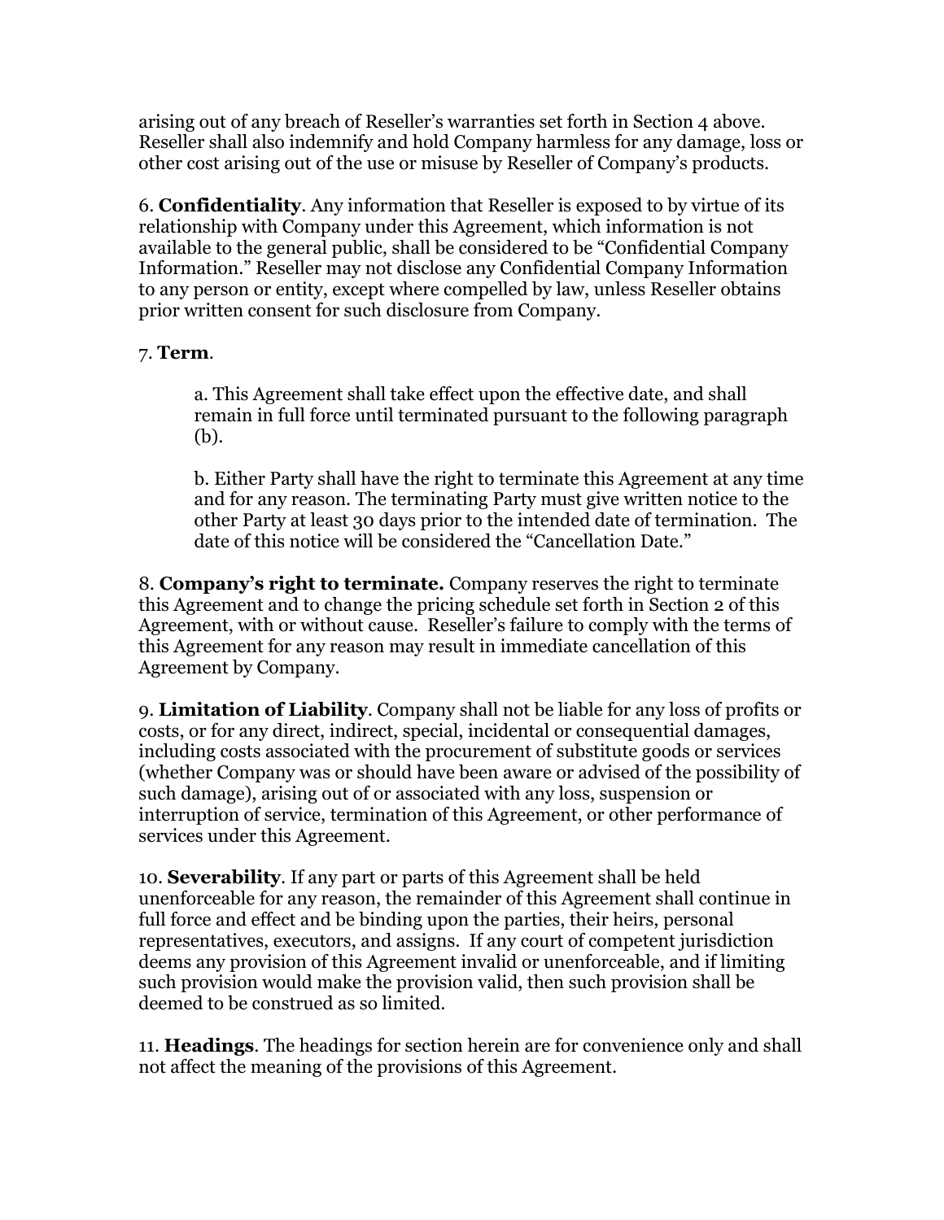arising out of any breach of Reseller's warranties set forth in Section 4 above. Reseller shall also indemnify and hold Company harmless for any damage, loss or other cost arising out of the use or misuse by Reseller of Company's products.

6. **Confidentiality**. Any information that Reseller is exposed to by virtue of its relationship with Company under this Agreement, which information is not available to the general public, shall be considered to be "Confidential Company Information." Reseller may not disclose any Confidential Company Information to any person or entity, except where compelled by law, unless Reseller obtains prior written consent for such disclosure from Company.

7. **Term**.

> a. This Agreement shall take effect upon the effective date, and shall remain in full force until terminated pursuant to the following paragraph (b).
>
> b. Either Party shall have the right to terminate this Agreement at any time and for any reason. The terminating Party must give written notice to the other Party at least 30 days prior to the intended date of termination. The date of this notice will be considered the "Cancellation Date."

8. **Company's right to terminate.** Company reserves the right to terminate this Agreement and to change the pricing schedule set forth in Section 2 of this Agreement, with or without cause. Reseller's failure to comply with the terms of this Agreement for any reason may result in immediate cancellation of this Agreement by Company.

9. **Limitation of Liability**. Company shall not be liable for any loss of profits or costs, or for any direct, indirect, special, incidental or consequential damages, including costs associated with the procurement of substitute goods or services (whether Company was or should have been aware or advised of the possibility of such damage), arising out of or associated with any loss, suspension or interruption of service, termination of this Agreement, or other performance of services under this Agreement.

10. **Severability**. If any part or parts of this Agreement shall be held unenforceable for any reason, the remainder of this Agreement shall continue in full force and effect and be binding upon the parties, their heirs, personal representatives, executors, and assigns. If any court of competent jurisdiction deems any provision of this Agreement invalid or unenforceable, and if limiting such provision would make the provision valid, then such provision shall be deemed to be construed as so limited.

11. **Headings**. The headings for section herein are for convenience only and shall not affect the meaning of the provisions of this Agreement.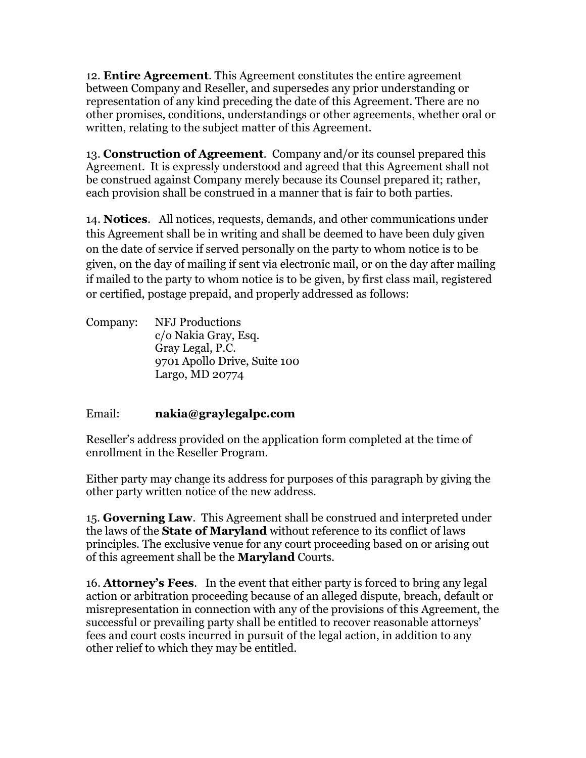12. **Entire Agreement**. This Agreement constitutes the entire agreement between Company and Reseller, and supersedes any prior understanding or representation of any kind preceding the date of this Agreement. There are no other promises, conditions, understandings or other agreements, whether oral or written, relating to the subject matter of this Agreement.

13. **Construction of Agreement**. Company and/or its counsel prepared this Agreement. It is expressly understood and agreed that this Agreement shall not be construed against Company merely because its Counsel prepared it; rather, each provision shall be construed in a manner that is fair to both parties.

14. **Notices**. All notices, requests, demands, and other communications under this Agreement shall be in writing and shall be deemed to have been duly given on the date of service if served personally on the party to whom notice is to be given, on the day of mailing if sent via electronic mail, or on the day after mailing if mailed to the party to whom notice is to be given, by first class mail, registered or certified, postage prepaid, and properly addressed as follows:

Company: NFJ Productions
c/o Nakia Gray, Esq.
Gray Legal, P.C.
9701 Apollo Drive, Suite 100
Largo, MD 20774

Email: **nakia@graylegalpc.com**

Reseller's address provided on the application form completed at the time of enrollment in the Reseller Program.

Either party may change its address for purposes of this paragraph by giving the other party written notice of the new address.

15. **Governing Law**. This Agreement shall be construed and interpreted under the laws of the **State of Maryland** without reference to its conflict of laws principles. The exclusive venue for any court proceeding based on or arising out of this agreement shall be the **Maryland** Courts.

16. **Attorney's Fees**. In the event that either party is forced to bring any legal action or arbitration proceeding because of an alleged dispute, breach, default or misrepresentation in connection with any of the provisions of this Agreement, the successful or prevailing party shall be entitled to recover reasonable attorneys' fees and court costs incurred in pursuit of the legal action, in addition to any other relief to which they may be entitled.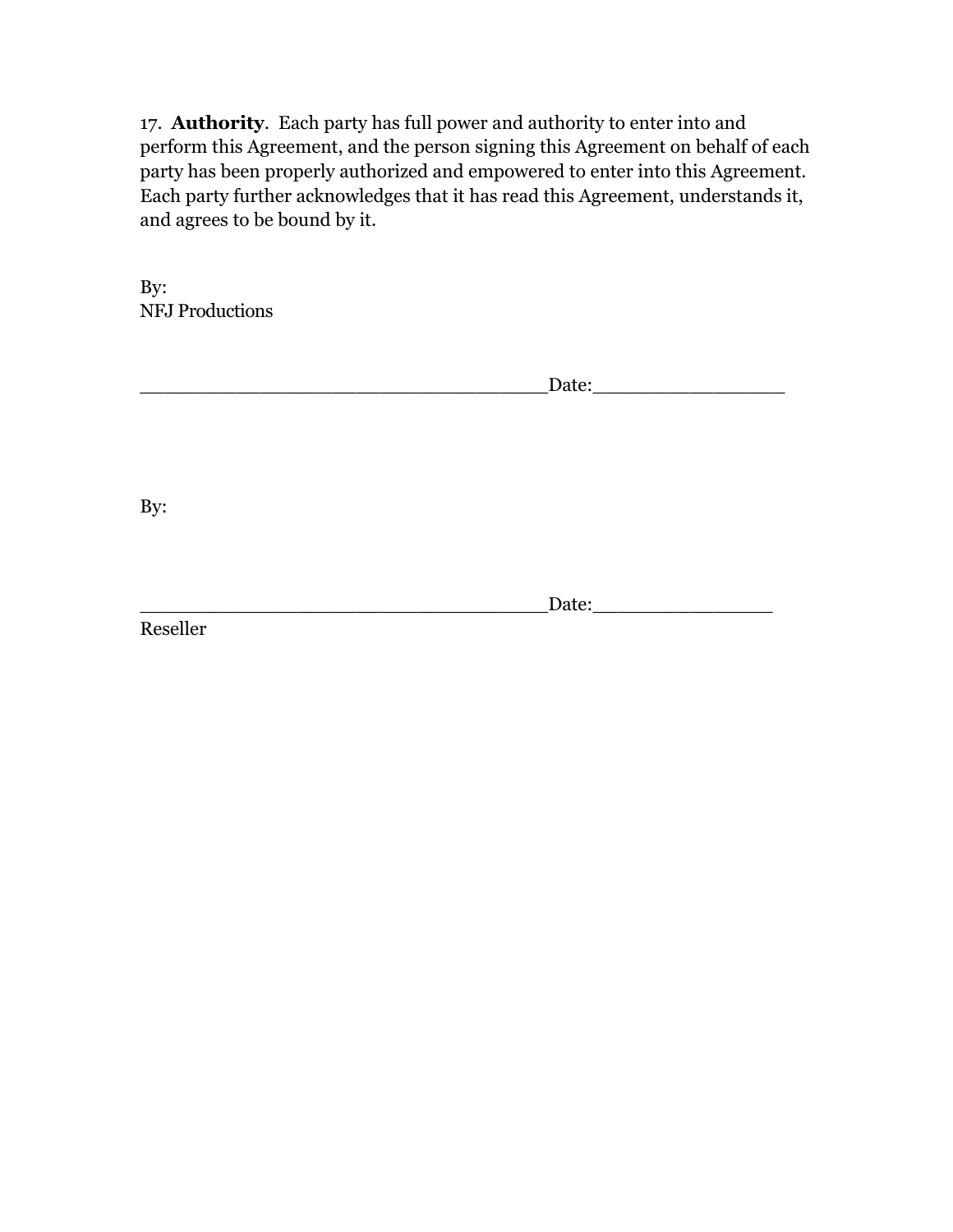17. **Authority**. Each party has full power and authority to enter into and perform this Agreement, and the person signing this Agreement on behalf of each party has been properly authorized and empowered to enter into this Agreement. Each party further acknowledges that it has read this Agreement, understands it, and agrees to be bound by it.

By:
NFJ Productions

___________________________________Date:________________

By:

___________________________________Date:_______________
Reseller